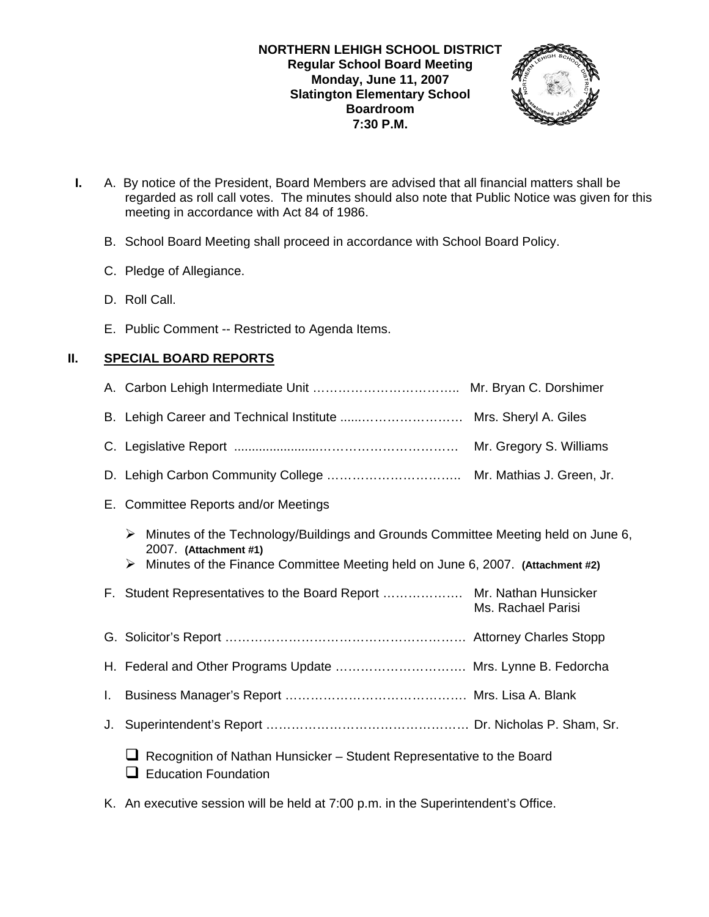**NORTHERN LEHIGH SCHOOL DISTRICT**
**Regular School Board Meeting**
**Monday, June 11, 2007**
**Slatington Elementary School**
**Boardroom**
**7:30 P.M.**

**I.** A. By notice of the President, Board Members are advised that all financial matters shall be regarded as roll call votes. The minutes should also note that Public Notice was given for this meeting in accordance with Act 84 of 1986.

B. School Board Meeting shall proceed in accordance with School Board Policy.

C. Pledge of Allegiance.

D. Roll Call.

E. Public Comment -- Restricted to Agenda Items.

## II. SPECIAL BOARD REPORTS

A. Carbon Lehigh Intermediate Unit …………………………….. Mr. Bryan C. Dorshimer

B. Lehigh Career and Technical Institute .....…………………… Mrs. Sheryl A. Giles

C. Legislative Report ......................…………………………… Mr. Gregory S. Williams

D. Lehigh Carbon Community College ………………………….. Mr. Mathias J. Green, Jr.

E. Committee Reports and/or Meetings

- Minutes of the Technology/Buildings and Grounds Committee Meeting held on June 6, 2007. **(Attachment #1)**
- Minutes of the Finance Committee Meeting held on June 6, 2007. **(Attachment #2)**

F. Student Representatives to the Board Report ………………. Mr. Nathan Hunsicker
Ms. Rachael Parisi

G. Solicitor's Report …………………………………………………. Attorney Charles Stopp

H. Federal and Other Programs Update …………………………. Mrs. Lynne B. Fedorcha

I. Business Manager's Report …………………………………… Mrs. Lisa A. Blank

J. Superintendent's Report ………………………………………… Dr. Nicholas P. Sham, Sr.

- ❑ Recognition of Nathan Hunsicker – Student Representative to the Board
- ❑ Education Foundation

K. An executive session will be held at 7:00 p.m. in the Superintendent's Office.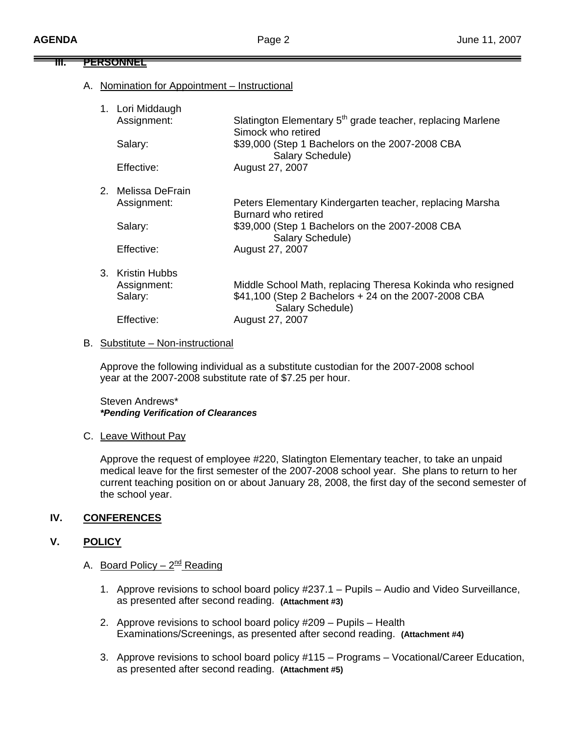## III. PERSONNEL

A. Nomination for Appointment – Instructional

1. Lori Middaugh
   - Assignment: Slatington Elementary 5th grade teacher, replacing Marlene Simock who retired
   - Salary: $39,000 (Step 1 Bachelors on the 2007-2008 CBA Salary Schedule)
   - Effective: August 27, 2007

2. Melissa DeFrain
   - Assignment: Peters Elementary Kindergarten teacher, replacing Marsha Burnard who retired
   - Salary: $39,000 (Step 1 Bachelors on the 2007-2008 CBA Salary Schedule)
   - Effective: August 27, 2007

3. Kristin Hubbs
   - Assignment: Middle School Math, replacing Theresa Kokinda who resigned
   - Salary: $41,100 (Step 2 Bachelors + 24 on the 2007-2008 CBA Salary Schedule)
   - Effective: August 27, 2007

B. Substitute – Non-instructional

Approve the following individual as a substitute custodian for the 2007-2008 school year at the 2007-2008 substitute rate of $7.25 per hour.

Steven Andrews*
***Pending Verification of Clearances***

C. Leave Without Pay

Approve the request of employee #220, Slatington Elementary teacher, to take an unpaid medical leave for the first semester of the 2007-2008 school year. She plans to return to her current teaching position on or about January 28, 2008, the first day of the second semester of the school year.

## IV. CONFERENCES

## V. POLICY

A. Board Policy – 2nd Reading

1. Approve revisions to school board policy #237.1 – Pupils – Audio and Video Surveillance, as presented after second reading. **(Attachment #3)**

2. Approve revisions to school board policy #209 – Pupils – Health Examinations/Screenings, as presented after second reading. **(Attachment #4)**

3. Approve revisions to school board policy #115 – Programs – Vocational/Career Education, as presented after second reading. **(Attachment #5)**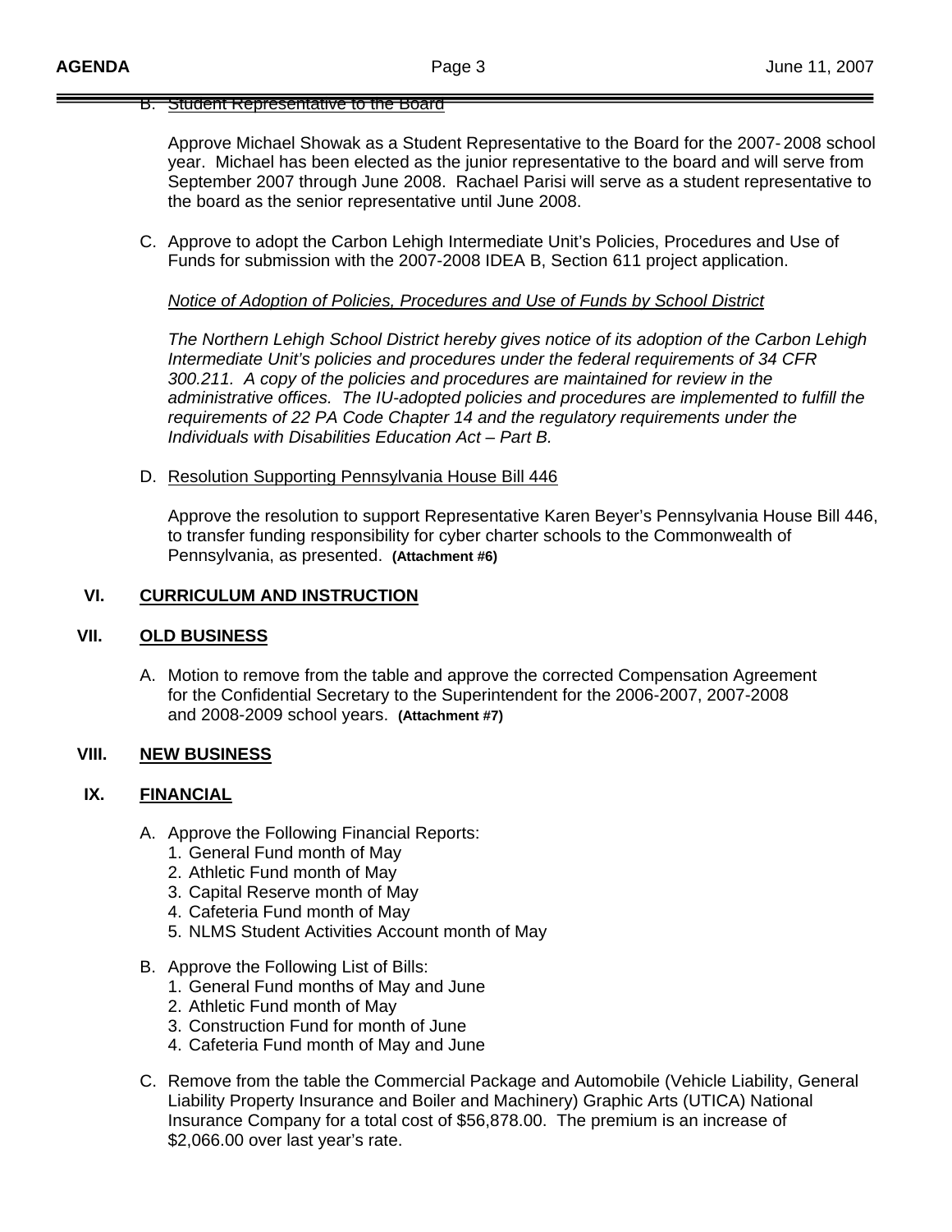B. Student Representative to the Board

Approve Michael Showak as a Student Representative to the Board for the 2007-2008 school year. Michael has been elected as the junior representative to the board and will serve from September 2007 through June 2008. Rachael Parisi will serve as a student representative to the board as the senior representative until June 2008.

C. Approve to adopt the Carbon Lehigh Intermediate Unit's Policies, Procedures and Use of Funds for submission with the 2007-2008 IDEA B, Section 611 project application.

*Notice of Adoption of Policies, Procedures and Use of Funds by School District*

*The Northern Lehigh School District hereby gives notice of its adoption of the Carbon Lehigh Intermediate Unit's policies and procedures under the federal requirements of 34 CFR 300.211. A copy of the policies and procedures are maintained for review in the administrative offices. The IU-adopted policies and procedures are implemented to fulfill the requirements of 22 PA Code Chapter 14 and the regulatory requirements under the Individuals with Disabilities Education Act – Part B.*

D. Resolution Supporting Pennsylvania House Bill 446

Approve the resolution to support Representative Karen Beyer's Pennsylvania House Bill 446, to transfer funding responsibility for cyber charter schools to the Commonwealth of Pennsylvania, as presented. **(Attachment #6)**

## VI. CURRICULUM AND INSTRUCTION

## VII. OLD BUSINESS

A. Motion to remove from the table and approve the corrected Compensation Agreement for the Confidential Secretary to the Superintendent for the 2006-2007, 2007-2008 and 2008-2009 school years. **(Attachment #7)**

## VIII. NEW BUSINESS

## IX. FINANCIAL

A. Approve the Following Financial Reports:
   1. General Fund month of May
   2. Athletic Fund month of May
   3. Capital Reserve month of May
   4. Cafeteria Fund month of May
   5. NLMS Student Activities Account month of May

B. Approve the Following List of Bills:
   1. General Fund months of May and June
   2. Athletic Fund month of May
   3. Construction Fund for month of June
   4. Cafeteria Fund month of May and June

C. Remove from the table the Commercial Package and Automobile (Vehicle Liability, General Liability Property Insurance and Boiler and Machinery) Graphic Arts (UTICA) National Insurance Company for a total cost of $56,878.00. The premium is an increase of $2,066.00 over last year's rate.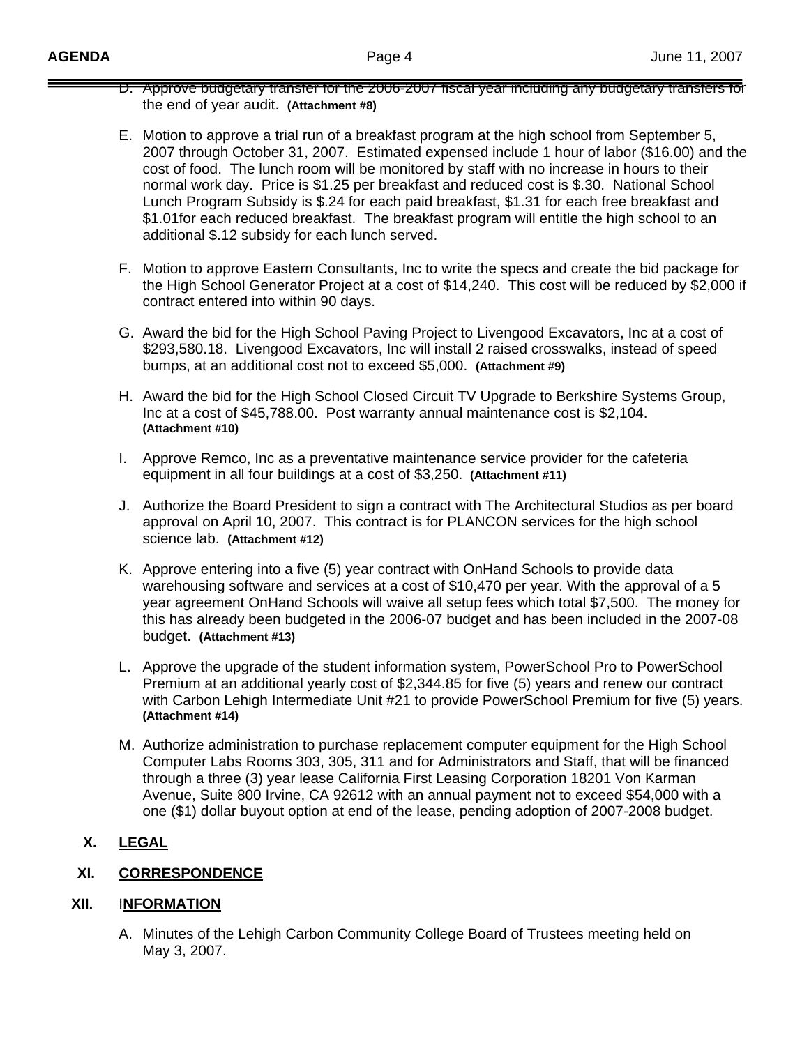D. Approve budgetary transfer for the 2006-2007 fiscal year including any budgetary transfers for the end of year audit. **(Attachment #8)**

E. Motion to approve a trial run of a breakfast program at the high school from September 5, 2007 through October 31, 2007. Estimated expensed include 1 hour of labor ($16.00) and the cost of food. The lunch room will be monitored by staff with no increase in hours to their normal work day. Price is $1.25 per breakfast and reduced cost is $.30. National School Lunch Program Subsidy is $.24 for each paid breakfast, $1.31 for each free breakfast and $1.01for each reduced breakfast. The breakfast program will entitle the high school to an additional $.12 subsidy for each lunch served.

F. Motion to approve Eastern Consultants, Inc to write the specs and create the bid package for the High School Generator Project at a cost of $14,240. This cost will be reduced by $2,000 if contract entered into within 90 days.

G. Award the bid for the High School Paving Project to Livengood Excavators, Inc at a cost of $293,580.18. Livengood Excavators, Inc will install 2 raised crosswalks, instead of speed bumps, at an additional cost not to exceed $5,000. **(Attachment #9)**

H. Award the bid for the High School Closed Circuit TV Upgrade to Berkshire Systems Group, Inc at a cost of $45,788.00. Post warranty annual maintenance cost is $2,104. **(Attachment #10)**

I. Approve Remco, Inc as a preventative maintenance service provider for the cafeteria equipment in all four buildings at a cost of $3,250. **(Attachment #11)**

J. Authorize the Board President to sign a contract with The Architectural Studios as per board approval on April 10, 2007. This contract is for PLANCON services for the high school science lab. **(Attachment #12)**

K. Approve entering into a five (5) year contract with OnHand Schools to provide data warehousing software and services at a cost of $10,470 per year. With the approval of a 5 year agreement OnHand Schools will waive all setup fees which total $7,500. The money for this has already been budgeted in the 2006-07 budget and has been included in the 2007-08 budget. **(Attachment #13)**

L. Approve the upgrade of the student information system, PowerSchool Pro to PowerSchool Premium at an additional yearly cost of $2,344.85 for five (5) years and renew our contract with Carbon Lehigh Intermediate Unit #21 to provide PowerSchool Premium for five (5) years. **(Attachment #14)**

M. Authorize administration to purchase replacement computer equipment for the High School Computer Labs Rooms 303, 305, 311 and for Administrators and Staff, that will be financed through a three (3) year lease California First Leasing Corporation 18201 Von Karman Avenue, Suite 800 Irvine, CA 92612 with an annual payment not to exceed $54,000 with a one ($1) dollar buyout option at end of the lease, pending adoption of 2007-2008 budget.

## X. LEGAL

## XI. CORRESPONDENCE

## XII. INFORMATION

A. Minutes of the Lehigh Carbon Community College Board of Trustees meeting held on May 3, 2007.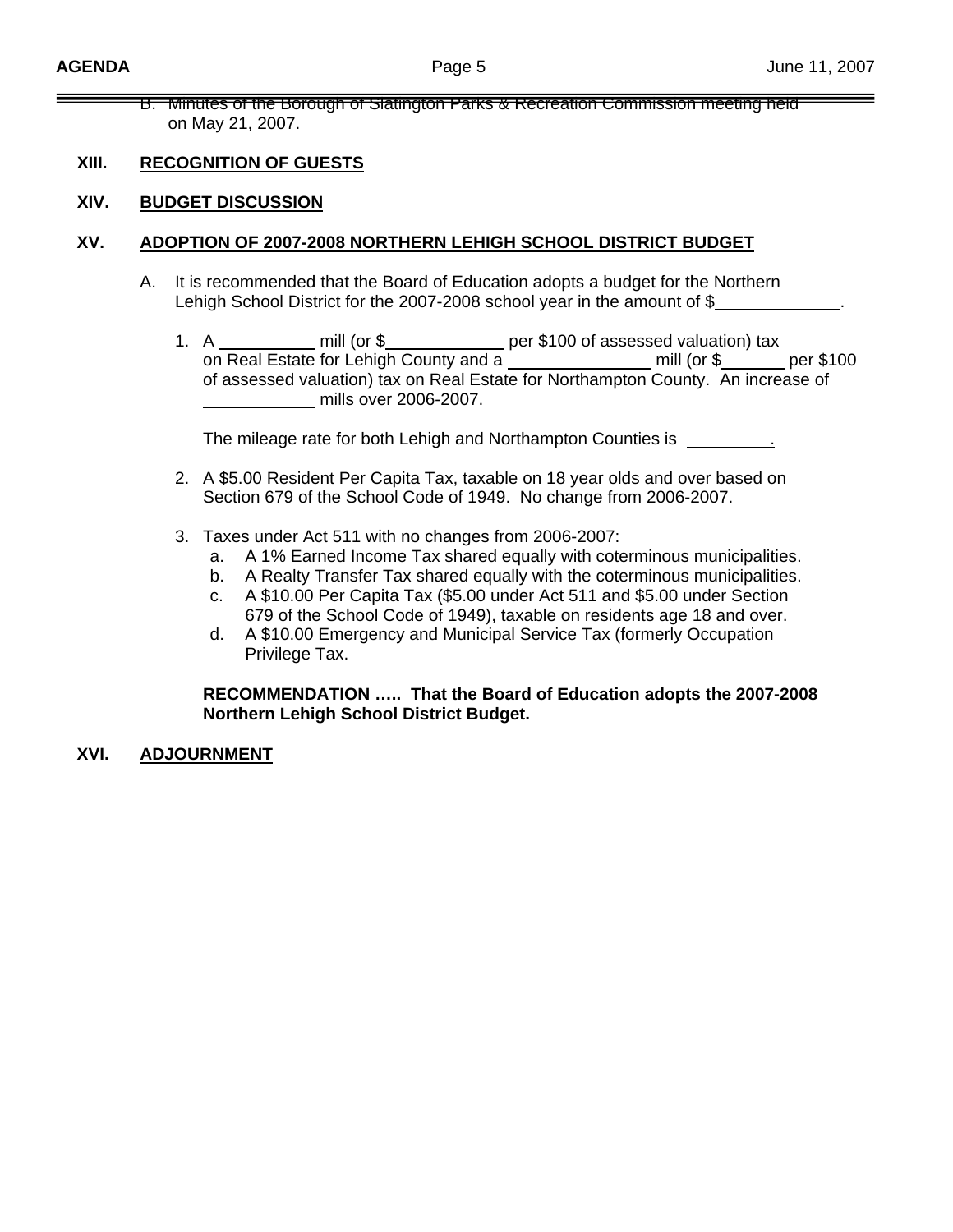B. Minutes of the Borough of Slatington Parks & Recreation Commission meeting held on May 21, 2007.

## XIII. RECOGNITION OF GUESTS

## XIV. BUDGET DISCUSSION

## XV. ADOPTION OF 2007-2008 NORTHERN LEHIGH SCHOOL DISTRICT BUDGET

A. It is recommended that the Board of Education adopts a budget for the Northern Lehigh School District for the 2007-2008 school year in the amount of $\_\_\_\_\_\_\_\_\_\_\_\_.

1. A \_\_\_\_\_\_\_\_\_\_ mill (or $\_\_\_\_\_\_\_\_\_\_\_\_ per $100 of assessed valuation) tax on Real Estate for Lehigh County and a \_\_\_\_\_\_\_\_\_\_\_\_\_\_ mill (or $\_\_\_\_\_\_ per $100 of assessed valuation) tax on Real Estate for Northampton County. An increase of \_\_\_\_\_\_\_\_\_\_\_\_ mills over 2006-2007.

   The mileage rate for both Lehigh and Northampton Counties is \_\_\_\_\_\_\_\_\_.

2. A $5.00 Resident Per Capita Tax, taxable on 18 year olds and over based on Section 679 of the School Code of 1949. No change from 2006-2007.

3. Taxes under Act 511 with no changes from 2006-2007:
   a. A 1% Earned Income Tax shared equally with coterminous municipalities.
   b. A Realty Transfer Tax shared equally with the coterminous municipalities.
   c. A $10.00 Per Capita Tax ($5.00 under Act 511 and $5.00 under Section 679 of the School Code of 1949), taxable on residents age 18 and over.
   d. A $10.00 Emergency and Municipal Service Tax (formerly Occupation Privilege Tax.

**RECOMMENDATION ….. That the Board of Education adopts the 2007-2008 Northern Lehigh School District Budget.**

## XVI. ADJOURNMENT